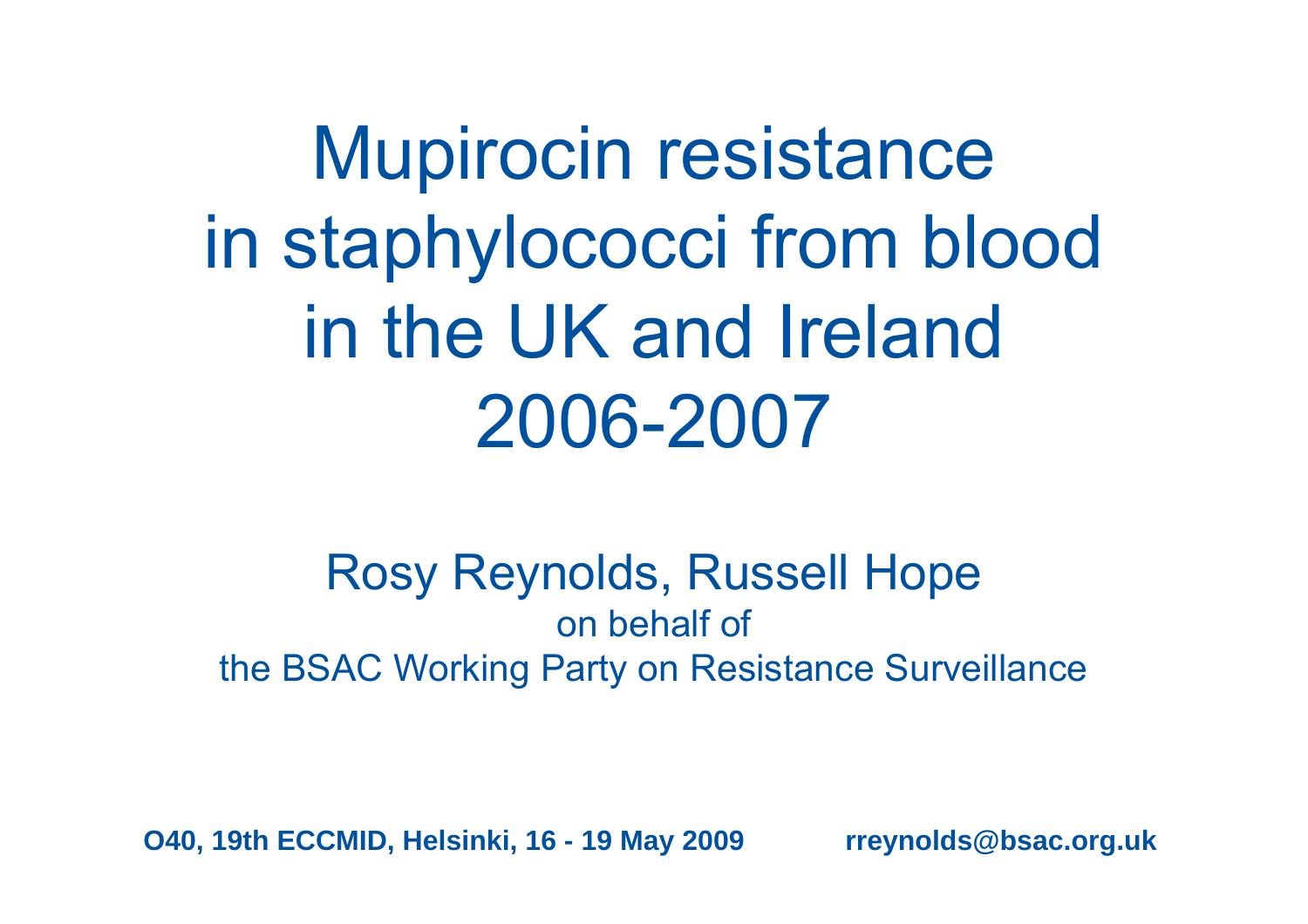# Mupirocin resistance in staphylococci from blood in the UK and Ireland 2006-2007

Rosy Reynolds, Russell Hope

on behalf of

the BSAC Working Party on Resistance Surveillance

**O40, 19th ECCMID, Helsinki, 16 - 19 May 2009** **rreynolds@bsac.org.uk**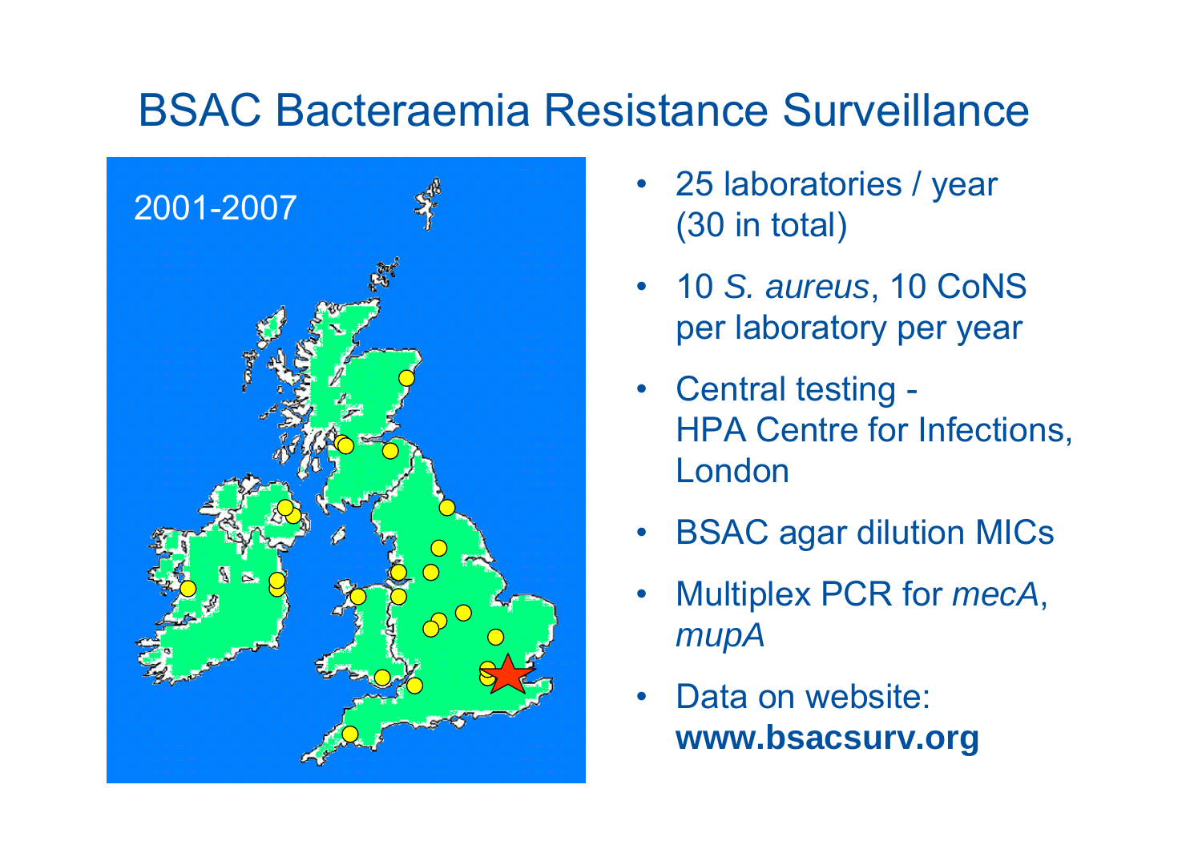# BSAC Bacteraemia Resistance Surveillance

2001-2007

- 25 laboratories / year (30 in total)
- 10 *S. aureus*, 10 CoNS per laboratory per year
- Central testing - HPA Centre for Infections, London
- BSAC agar dilution MICs
- Multiplex PCR for *mecA*, *mupA*
- Data on website: **www.bsacsurv.org**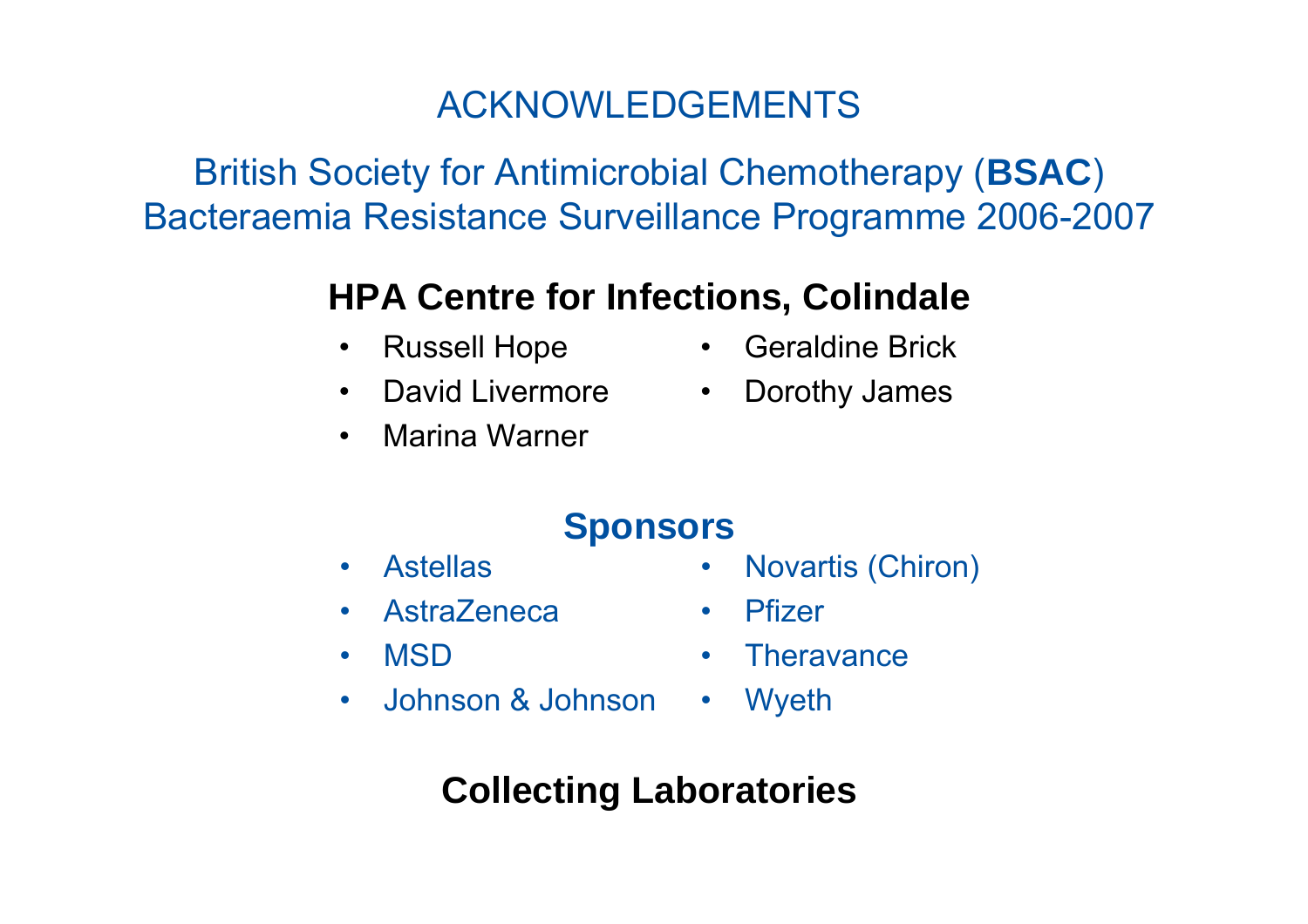# ACKNOWLEDGEMENTS

## British Society for Antimicrobial Chemotherapy (**BSAC**) Bacteraemia Resistance Surveillance Programme 2006-2007

### HPA Centre for Infections, Colindale

- Russell Hope
- David Livermore
- Marina Warner
- Geraldine Brick
- Dorothy James

### Sponsors

- Astellas
- AstraZeneca
- MSD
- Johnson & Johnson
- Novartis (Chiron)
- Pfizer
- Theravance
- Wyeth

### Collecting Laboratories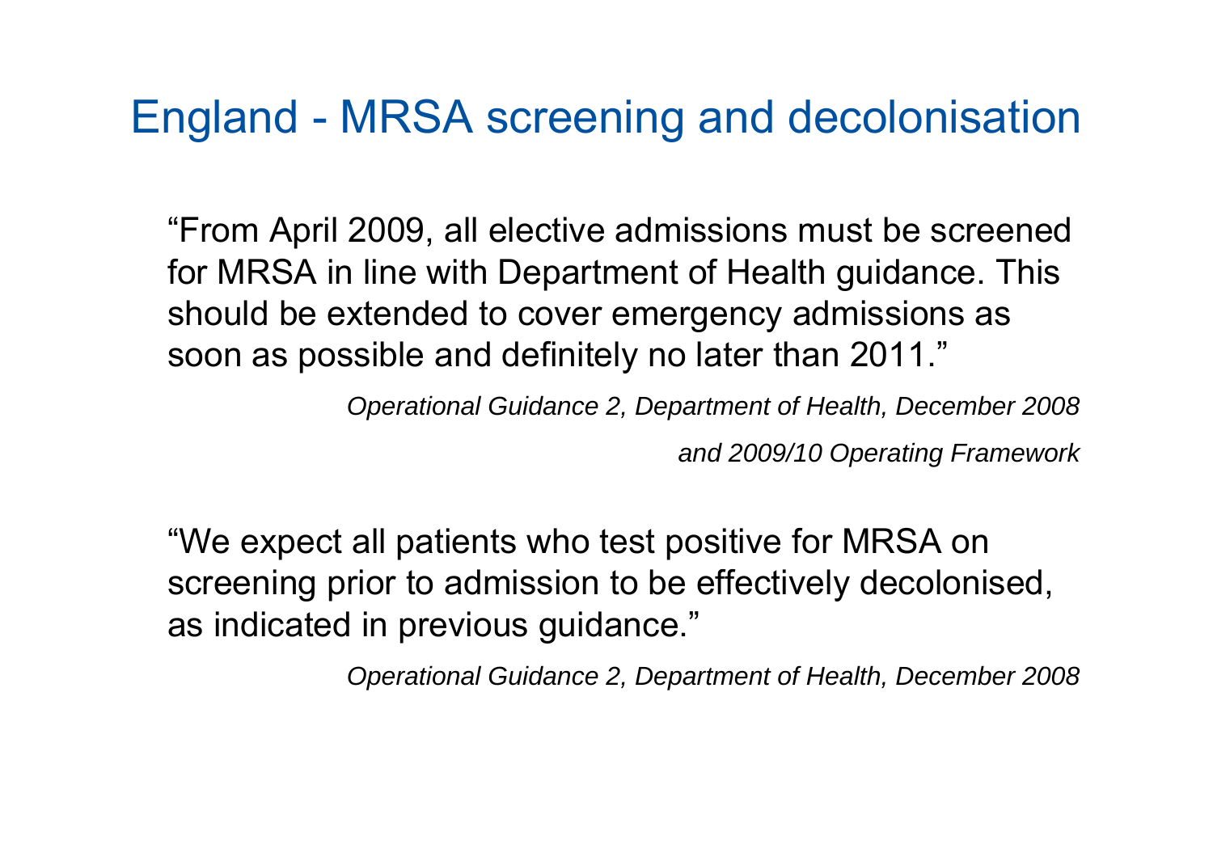# England - MRSA screening and decolonisation

“From April 2009, all elective admissions must be screened for MRSA in line with Department of Health guidance. This should be extended to cover emergency admissions as soon as possible and definitely no later than 2011.”

*Operational Guidance 2, Department of Health, December 2008*

*and 2009/10 Operating Framework*

“We expect all patients who test positive for MRSA on screening prior to admission to be effectively decolonised, as indicated in previous guidance.”

*Operational Guidance 2, Department of Health, December 2008*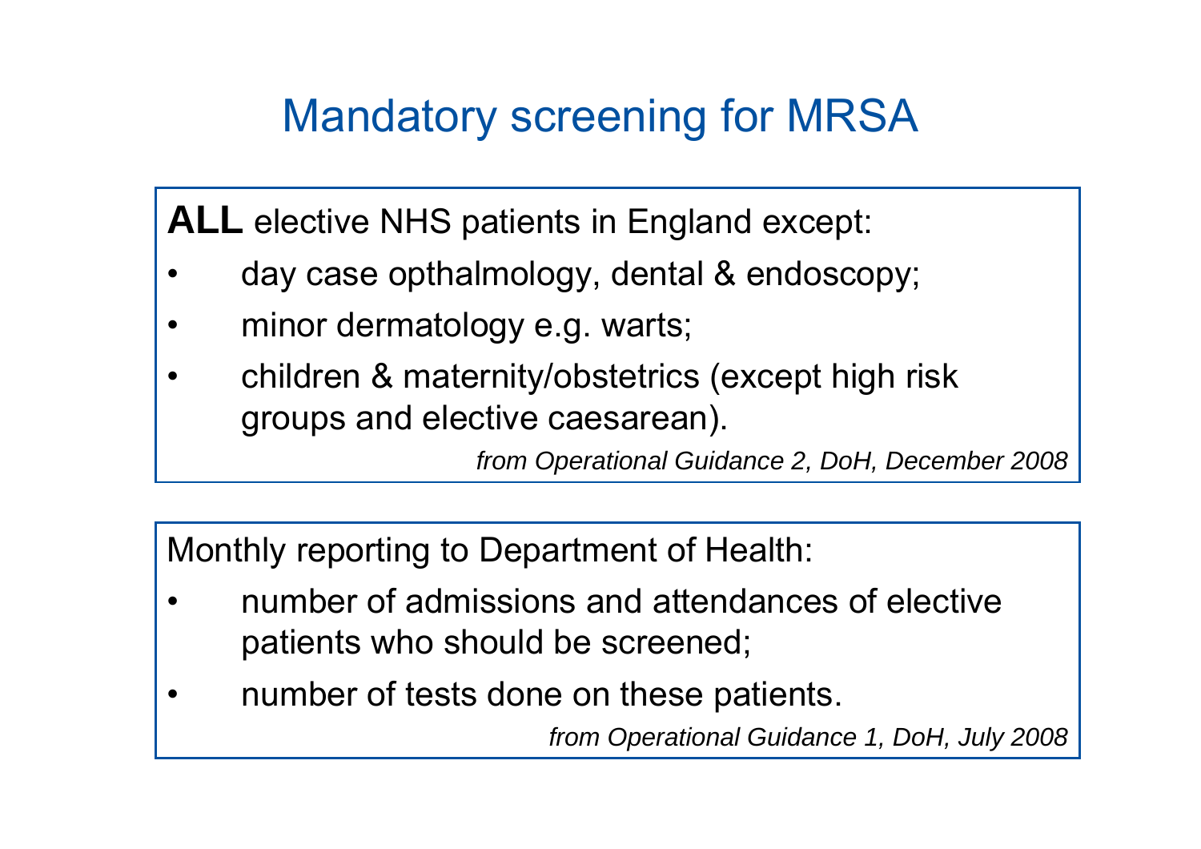# Mandatory screening for MRSA

**ALL** elective NHS patients in England except:

- day case opthalmology, dental & endoscopy;
- minor dermatology e.g. warts;
- children & maternity/obstetrics (except high risk groups and elective caesarean).

*from Operational Guidance 2, DoH, December 2008*

Monthly reporting to Department of Health:

- number of admissions and attendances of elective patients who should be screened;
- number of tests done on these patients.

*from Operational Guidance 1, DoH, July 2008*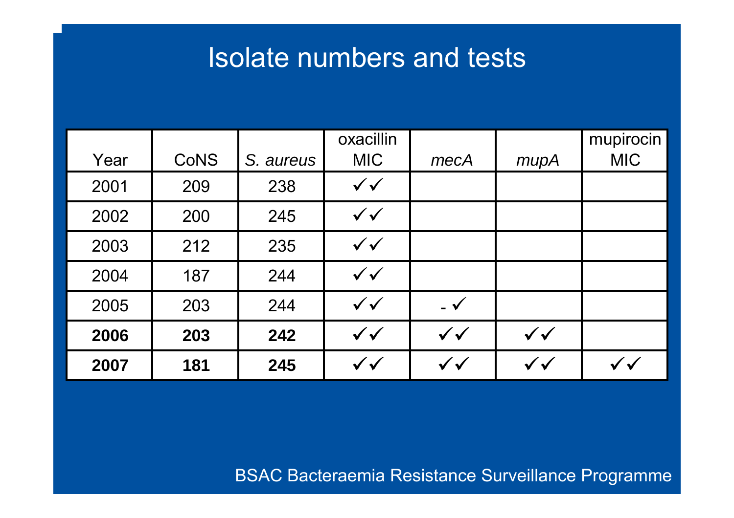# Isolate numbers and tests

| Year | CoNS | *S. aureus* | oxacillin MIC | *mecA* | *mupA* | mupirocin MIC |
|---|---|---|---|---|---|---|
| 2001 | 209 | 238 | ✓✓ | | | |
| 2002 | 200 | 245 | ✓✓ | | | |
| 2003 | 212 | 235 | ✓✓ | | | |
| 2004 | 187 | 244 | ✓✓ | | | |
| 2005 | 203 | 244 | ✓✓ | - ✓ | | |
| **2006** | **203** | **242** | ✓✓ | ✓✓ | ✓✓ | |
| **2007** | **181** | **245** | ✓✓ | ✓✓ | ✓✓ | ✓✓ |

BSAC Bacteraemia Resistance Surveillance Programme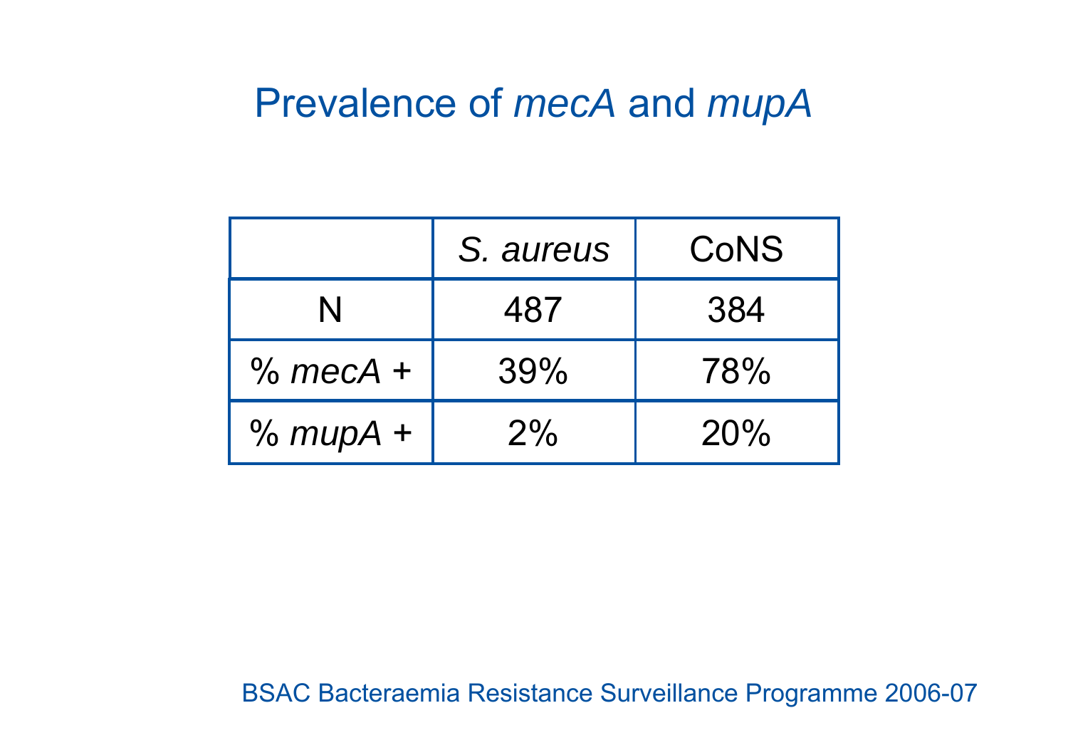# Prevalence of *mecA* and *mupA*

| | *S. aureus* | CoNS |
|---|---|---|
| N | 487 | 384 |
| % *mecA* + | 39% | 78% |
| % *mupA* + | 2% | 20% |

BSAC Bacteraemia Resistance Surveillance Programme 2006-07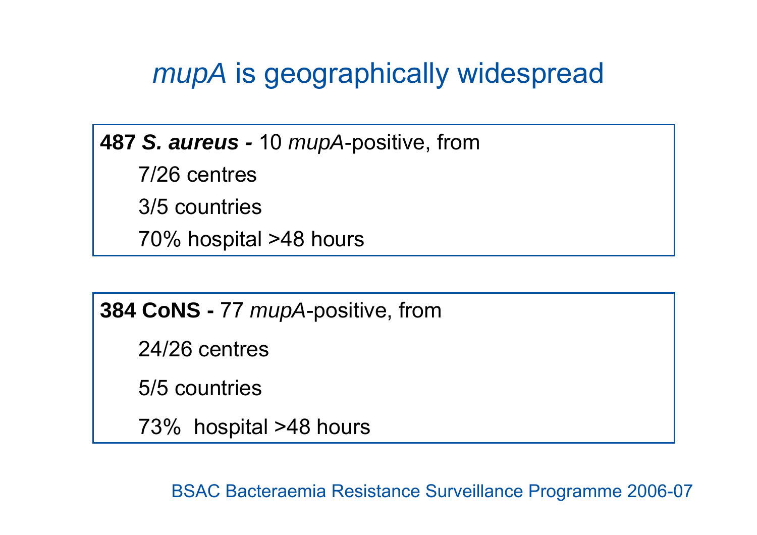# *mupA* is geographically widespread

**487 *S. aureus* -** 10 *mupA*-positive, from

- 7/26 centres
- 3/5 countries
- 70% hospital >48 hours

**384 CoNS -** 77 *mupA*-positive, from

- 24/26 centres
- 5/5 countries
- 73% hospital >48 hours

BSAC Bacteraemia Resistance Surveillance Programme 2006-07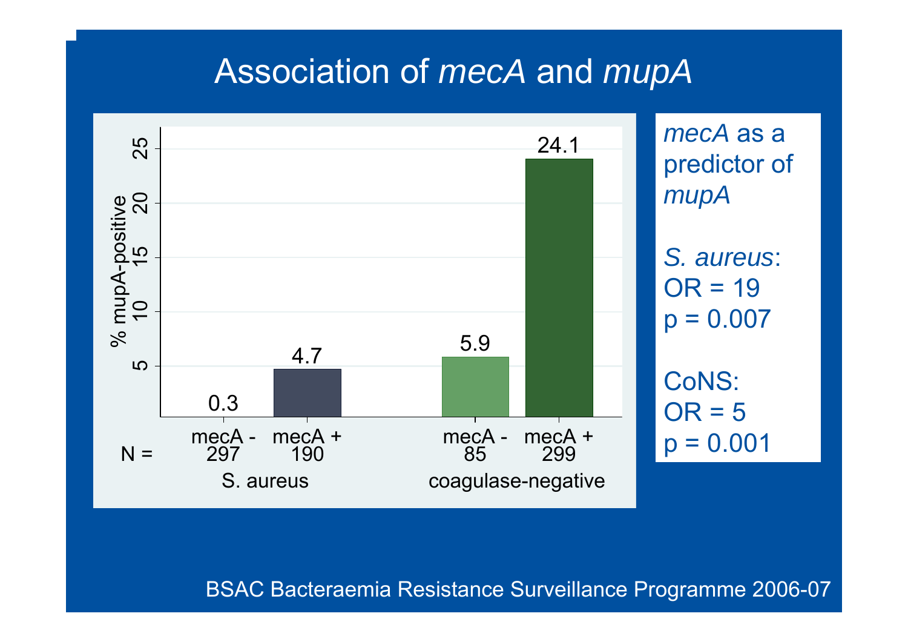# Association of *mecA* and *mupA*

| | S. aureus | | coagulase-negative | |
|---|---|---|---|---|
| | mecA - | mecA + | mecA - | mecA + |
| N = | 297 | 190 | 85 | 299 |
| % mupA-positive | 0.3 | 4.7 | 5.9 | 24.1 |

*mecA* as a predictor of *mupA*

*S. aureus*:
OR = 19
p = 0.007

CoNS:
OR = 5
p = 0.001

BSAC Bacteraemia Resistance Surveillance Programme 2006-07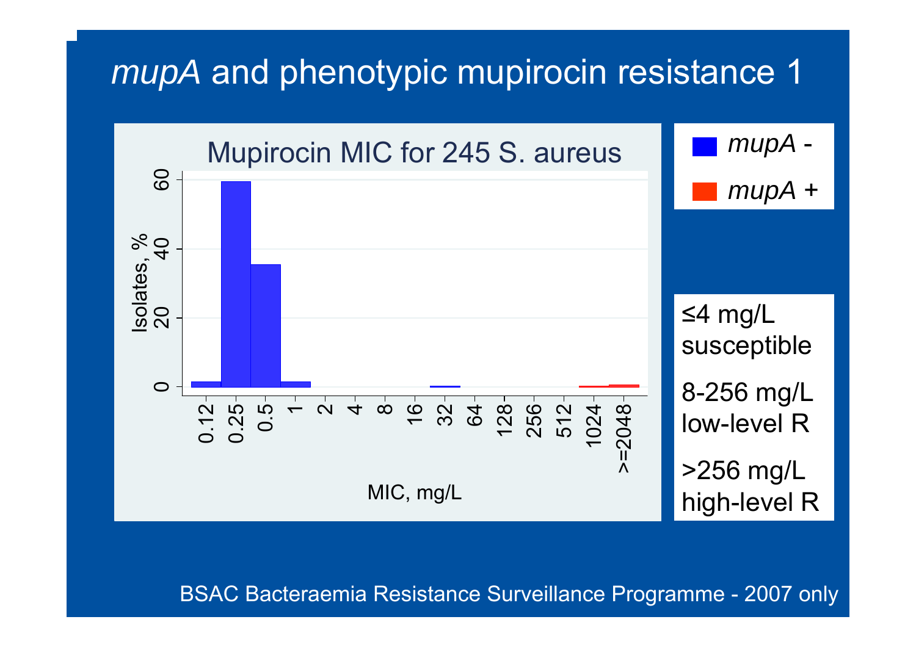# *mupA* and phenotypic mupirocin resistance 1

**Mupirocin MIC for 245 S. aureus**

Isolates, %

MIC, mg/L: 0.12, 0.25, 0.5, 1, 2, 4, 8, 16, 32, 64, 128, 256, 512, 1024, >=2048

- *mupA* -
- *mupA* +

≤4 mg/L susceptible

8-256 mg/L low-level R

>256 mg/L high-level R

BSAC Bacteraemia Resistance Surveillance Programme - 2007 only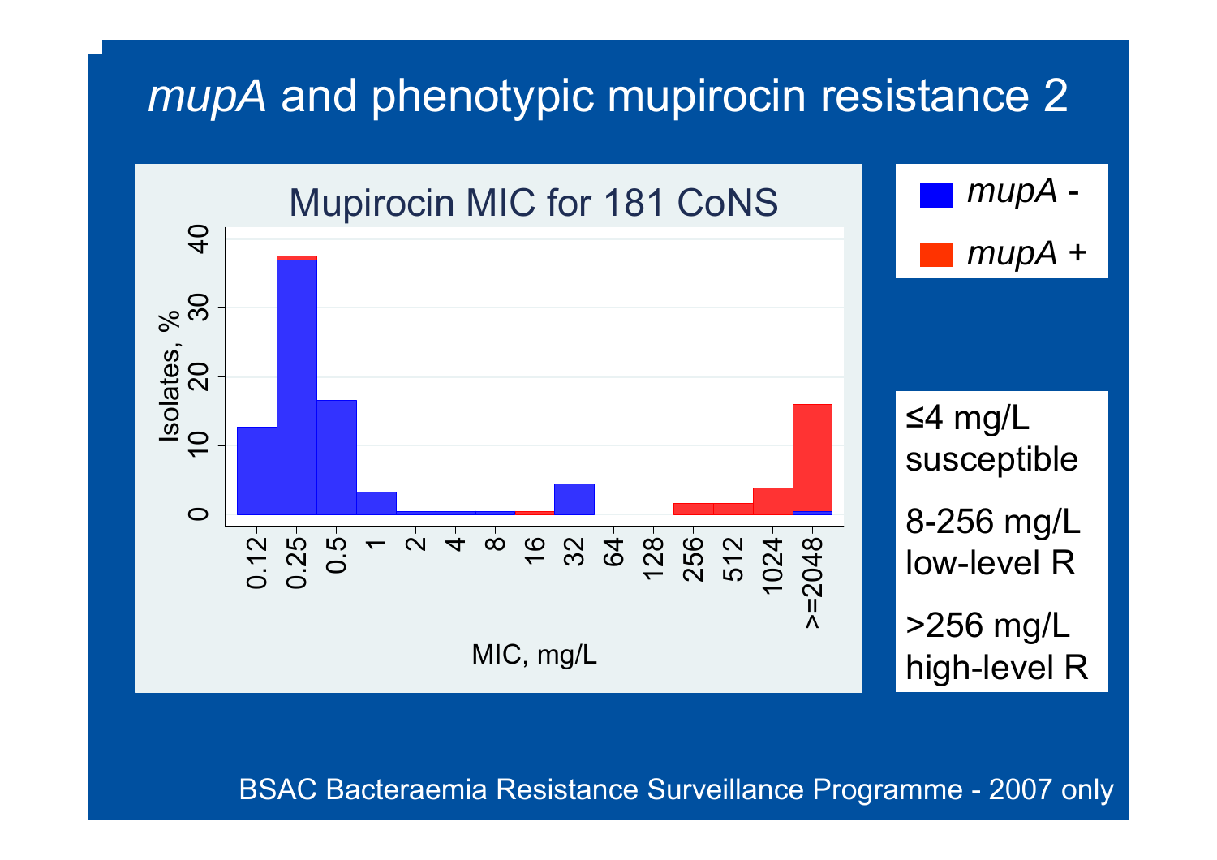# *mupA* and phenotypic mupirocin resistance 2

Mupirocin MIC for 181 CoNS

- *mupA* -
- *mupA* +

≤4 mg/L susceptible

8-256 mg/L low-level R

>256 mg/L high-level R

BSAC Bacteraemia Resistance Surveillance Programme - 2007 only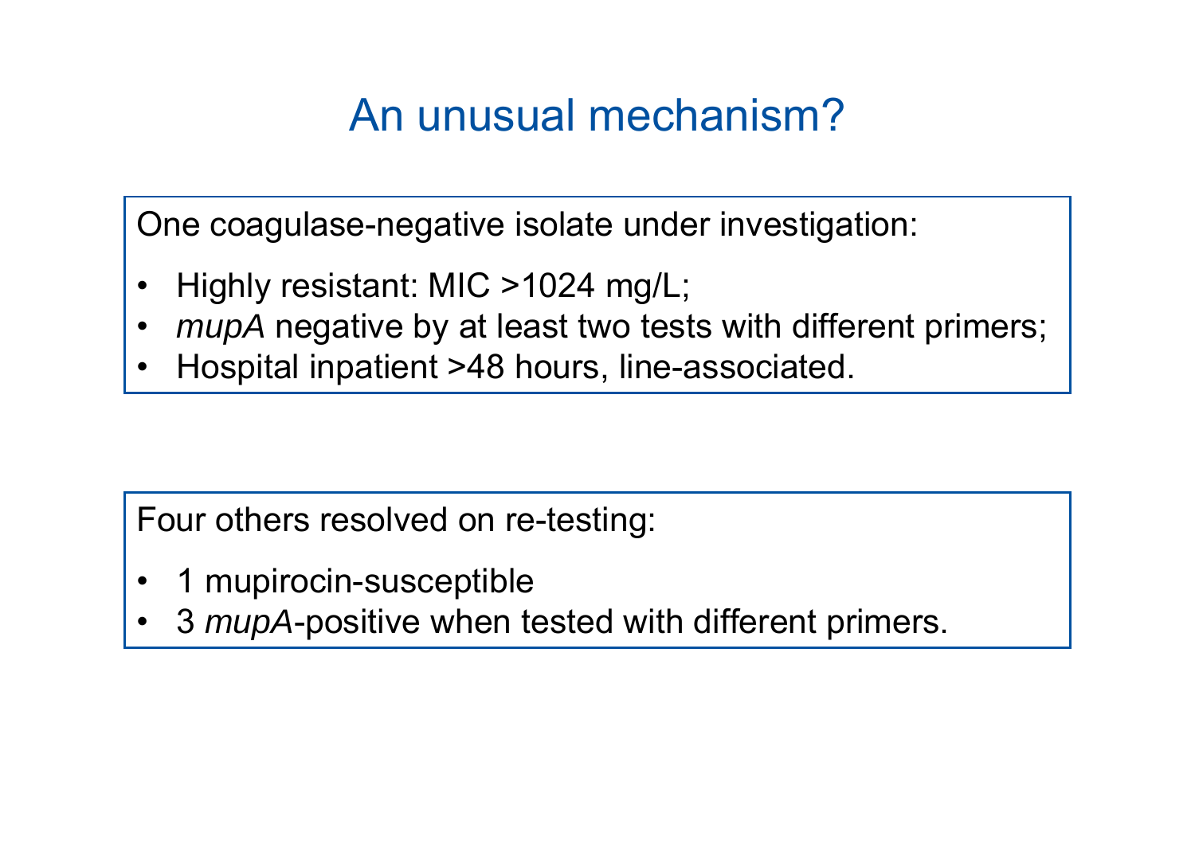# An unusual mechanism?

One coagulase-negative isolate under investigation:

- Highly resistant: MIC >1024 mg/L;
- *mupA* negative by at least two tests with different primers;
- Hospital inpatient >48 hours, line-associated.

Four others resolved on re-testing:

- 1 mupirocin-susceptible
- 3 *mupA*-positive when tested with different primers.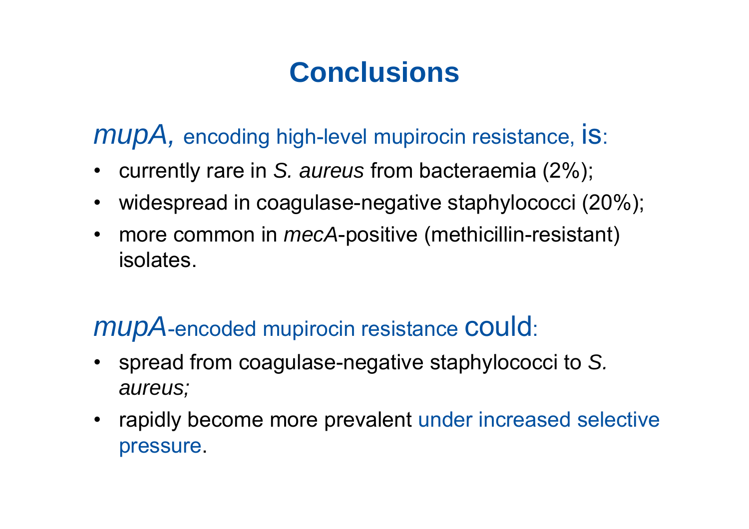# Conclusions

*mupA,* encoding high-level mupirocin resistance, is:

- currently rare in *S. aureus* from bacteraemia (2%);
- widespread in coagulase-negative staphylococci (20%);
- more common in *mecA*-positive (methicillin-resistant) isolates.

*mupA*-encoded mupirocin resistance could:

- spread from coagulase-negative staphylococci to *S. aureus;*
- rapidly become more prevalent under increased selective pressure.